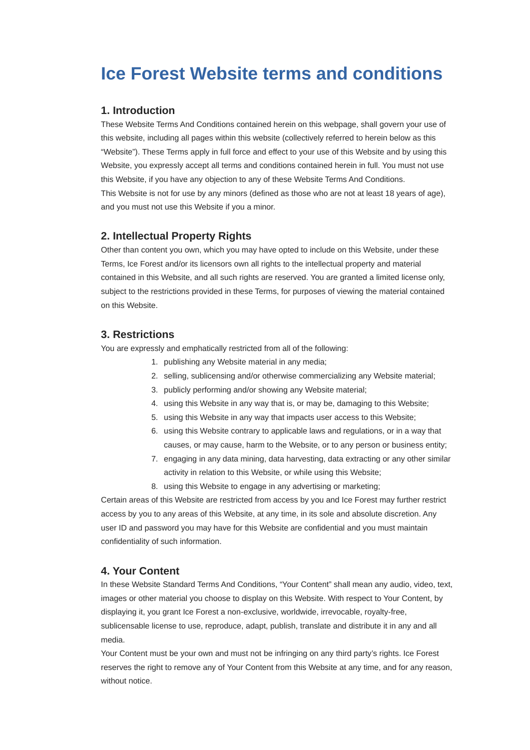# Ice Forest Website terms and conditions

## 1. Introduction

These Website Terms And Conditions contained herein on this webpage, shall govern your use of this website, including all pages within this website (collectively referred to herein below as this “Website”). These Terms apply in full force and effect to your use of this Website and by using this Website, you expressly accept all terms and conditions contained herein in full. You must not use this Website, if you have any objection to any of these Website Terms And Conditions.

This Website is not for use by any minors (defined as those who are not at least 18 years of age), and you must not use this Website if you a minor.

## 2. Intellectual Property Rights

Other than content you own, which you may have opted to include on this Website, under these Terms, Ice Forest and/or its licensors own all rights to the intellectual property and material contained in this Website, and all such rights are reserved. You are granted a limited license only, subject to the restrictions provided in these Terms, for purposes of viewing the material contained on this Website.

## 3. Restrictions

You are expressly and emphatically restricted from all of the following:

1. publishing any Website material in any media;
2. selling, sublicensing and/or otherwise commercializing any Website material;
3. publicly performing and/or showing any Website material;
4. using this Website in any way that is, or may be, damaging to this Website;
5. using this Website in any way that impacts user access to this Website;
6. using this Website contrary to applicable laws and regulations, or in a way that causes, or may cause, harm to the Website, or to any person or business entity;
7. engaging in any data mining, data harvesting, data extracting or any other similar activity in relation to this Website, or while using this Website;
8. using this Website to engage in any advertising or marketing;

Certain areas of this Website are restricted from access by you and Ice Forest may further restrict access by you to any areas of this Website, at any time, in its sole and absolute discretion. Any user ID and password you may have for this Website are confidential and you must maintain confidentiality of such information.

## 4. Your Content

In these Website Standard Terms And Conditions, “Your Content” shall mean any audio, video, text, images or other material you choose to display on this Website. With respect to Your Content, by displaying it, you grant Ice Forest a non-exclusive, worldwide, irrevocable, royalty-free, sublicensable license to use, reproduce, adapt, publish, translate and distribute it in any and all media.

Your Content must be your own and must not be infringing on any third party’s rights. Ice Forest reserves the right to remove any of Your Content from this Website at any time, and for any reason, without notice.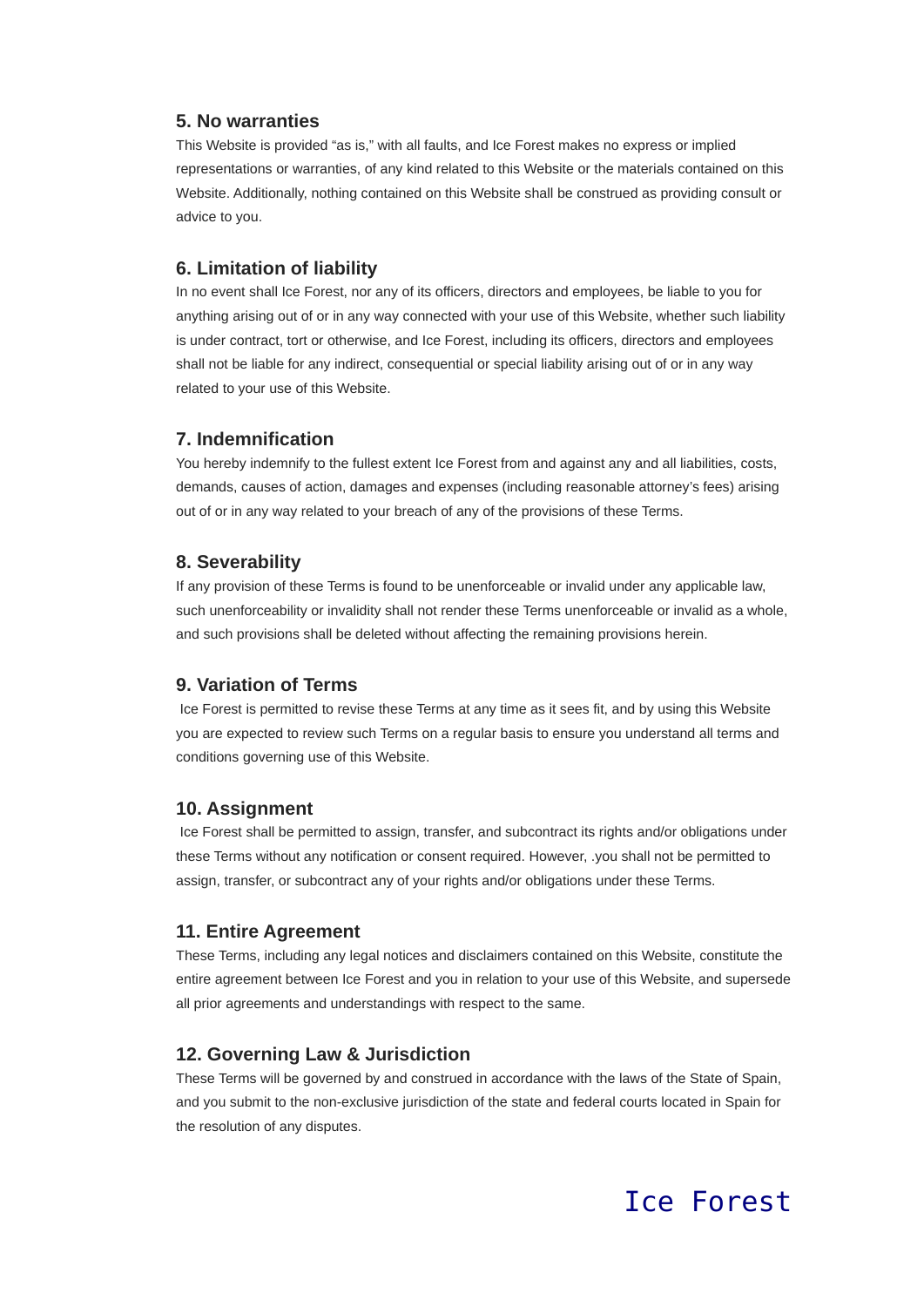### 5. No warranties

This Website is provided “as is,” with all faults, and Ice Forest makes no express or implied representations or warranties, of any kind related to this Website or the materials contained on this Website. Additionally, nothing contained on this Website shall be construed as providing consult or advice to you.

### 6. Limitation of liability

In no event shall Ice Forest, nor any of its officers, directors and employees, be liable to you for anything arising out of or in any way connected with your use of this Website, whether such liability is under contract, tort or otherwise, and Ice Forest, including its officers, directors and employees shall not be liable for any indirect, consequential or special liability arising out of or in any way related to your use of this Website.

### 7. Indemnification

You hereby indemnify to the fullest extent Ice Forest from and against any and all liabilities, costs, demands, causes of action, damages and expenses (including reasonable attorney’s fees) arising out of or in any way related to your breach of any of the provisions of these Terms.

### 8. Severability

If any provision of these Terms is found to be unenforceable or invalid under any applicable law, such unenforceability or invalidity shall not render these Terms unenforceable or invalid as a whole, and such provisions shall be deleted without affecting the remaining provisions herein.

### 9. Variation of Terms

Ice Forest is permitted to revise these Terms at any time as it sees fit, and by using this Website you are expected to review such Terms on a regular basis to ensure you understand all terms and conditions governing use of this Website.

### 10. Assignment

Ice Forest shall be permitted to assign, transfer, and subcontract its rights and/or obligations under these Terms without any notification or consent required. However, .you shall not be permitted to assign, transfer, or subcontract any of your rights and/or obligations under these Terms.

### 11. Entire Agreement

These Terms, including any legal notices and disclaimers contained on this Website, constitute the entire agreement between Ice Forest and you in relation to your use of this Website, and supersede all prior agreements and understandings with respect to the same.

### 12. Governing Law & Jurisdiction

These Terms will be governed by and construed in accordance with the laws of the State of Spain, and you submit to the non-exclusive jurisdiction of the state and federal courts located in Spain for the resolution of any disputes.

Ice Forest